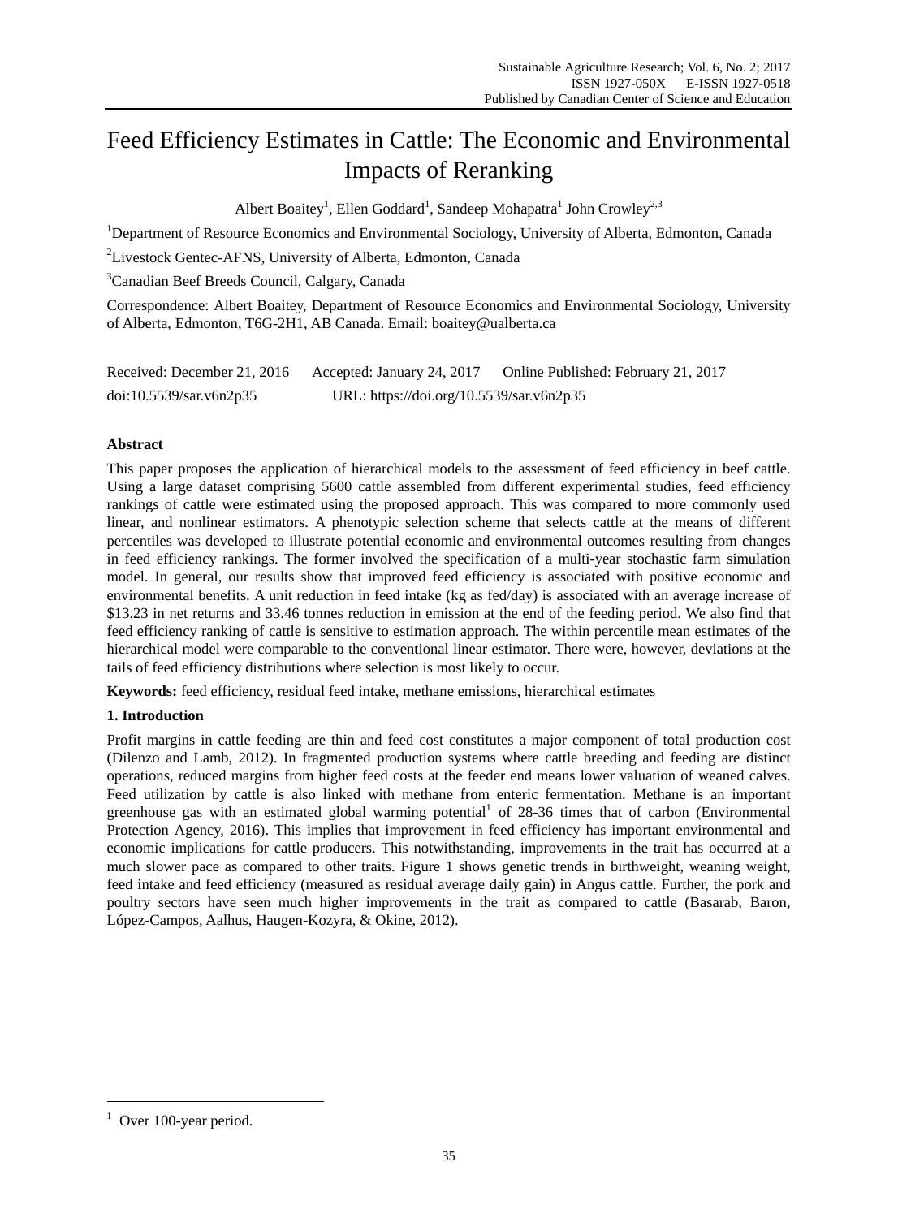# Feed Efficiency Estimates in Cattle: The Economic and Environmental Impacts of Reranking

Albert Boaitey[1], Ellen Goddard[1], Sandeep Mohapatra[1] John Crowley[2,3]

[1]Department of Resource Economics and Environmental Sociology, University of Alberta, Edmonton, Canada

[2]Livestock Gentec-AFNS, University of Alberta, Edmonton, Canada

[3]Canadian Beef Breeds Council, Calgary, Canada

Correspondence: Albert Boaitey, Department of Resource Economics and Environmental Sociology, University of Alberta, Edmonton, T6G-2H1, AB Canada. Email: boaitey@ualberta.ca

Received: December 21, 2016 Accepted: January 24, 2017 Online Published: February 21, 2017

doi:10.5539/sar.v6n2p35 URL: https://doi.org/10.5539/sar.v6n2p35

## Abstract

This paper proposes the application of hierarchical models to the assessment of feed efficiency in beef cattle. Using a large dataset comprising 5600 cattle assembled from different experimental studies, feed efficiency rankings of cattle were estimated using the proposed approach. This was compared to more commonly used linear, and nonlinear estimators. A phenotypic selection scheme that selects cattle at the means of different percentiles was developed to illustrate potential economic and environmental outcomes resulting from changes in feed efficiency rankings. The former involved the specification of a multi-year stochastic farm simulation model. In general, our results show that improved feed efficiency is associated with positive economic and environmental benefits. A unit reduction in feed intake (kg as fed/day) is associated with an average increase of $13.23 in net returns and 33.46 tonnes reduction in emission at the end of the feeding period. We also find that feed efficiency ranking of cattle is sensitive to estimation approach. The within percentile mean estimates of the hierarchical model were comparable to the conventional linear estimator. There were, however, deviations at the tails of feed efficiency distributions where selection is most likely to occur.

**Keywords:** feed efficiency, residual feed intake, methane emissions, hierarchical estimates

## 1. Introduction

Profit margins in cattle feeding are thin and feed cost constitutes a major component of total production cost (Dilenzo and Lamb, 2012). In fragmented production systems where cattle breeding and feeding are distinct operations, reduced margins from higher feed costs at the feeder end means lower valuation of weaned calves. Feed utilization by cattle is also linked with methane from enteric fermentation. Methane is an important greenhouse gas with an estimated global warming potential[1] of 28-36 times that of carbon (Environmental Protection Agency, 2016). This implies that improvement in feed efficiency has important environmental and economic implications for cattle producers. This notwithstanding, improvements in the trait has occurred at a much slower pace as compared to other traits. Figure 1 shows genetic trends in birthweight, weaning weight, feed intake and feed efficiency (measured as residual average daily gain) in Angus cattle. Further, the pork and poultry sectors have seen much higher improvements in the trait as compared to cattle (Basarab, Baron, López-Campos, Aalhus, Haugen-Kozyra, & Okine, 2012).

---

[1] Over 100-year period.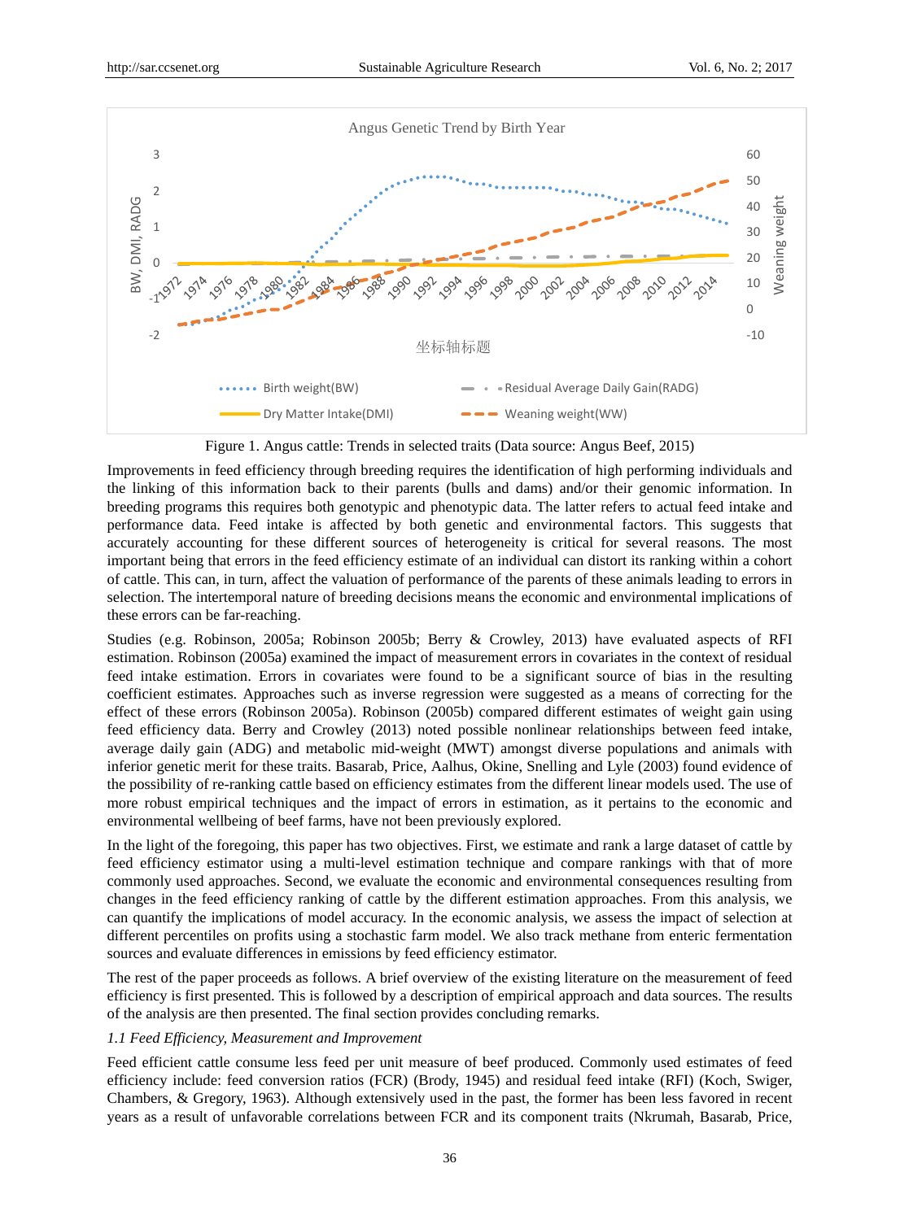Figure 1. Angus cattle: Trends in selected traits (Data source: Angus Beef, 2015)

Improvements in feed efficiency through breeding requires the identification of high performing individuals and the linking of this information back to their parents (bulls and dams) and/or their genomic information. In breeding programs this requires both genotypic and phenotypic data. The latter refers to actual feed intake and performance data. Feed intake is affected by both genetic and environmental factors. This suggests that accurately accounting for these different sources of heterogeneity is critical for several reasons. The most important being that errors in the feed efficiency estimate of an individual can distort its ranking within a cohort of cattle. This can, in turn, affect the valuation of performance of the parents of these animals leading to errors in selection. The intertemporal nature of breeding decisions means the economic and environmental implications of these errors can be far-reaching.

Studies (e.g. Robinson, 2005a; Robinson 2005b; Berry & Crowley, 2013) have evaluated aspects of RFI estimation. Robinson (2005a) examined the impact of measurement errors in covariates in the context of residual feed intake estimation. Errors in covariates were found to be a significant source of bias in the resulting coefficient estimates. Approaches such as inverse regression were suggested as a means of correcting for the effect of these errors (Robinson 2005a). Robinson (2005b) compared different estimates of weight gain using feed efficiency data. Berry and Crowley (2013) noted possible nonlinear relationships between feed intake, average daily gain (ADG) and metabolic mid-weight (MWT) amongst diverse populations and animals with inferior genetic merit for these traits. Basarab, Price, Aalhus, Okine, Snelling and Lyle (2003) found evidence of the possibility of re-ranking cattle based on efficiency estimates from the different linear models used. The use of more robust empirical techniques and the impact of errors in estimation, as it pertains to the economic and environmental wellbeing of beef farms, have not been previously explored.

In the light of the foregoing, this paper has two objectives. First, we estimate and rank a large dataset of cattle by feed efficiency estimator using a multi-level estimation technique and compare rankings with that of more commonly used approaches. Second, we evaluate the economic and environmental consequences resulting from changes in the feed efficiency ranking of cattle by the different estimation approaches. From this analysis, we can quantify the implications of model accuracy. In the economic analysis, we assess the impact of selection at different percentiles on profits using a stochastic farm model. We also track methane from enteric fermentation sources and evaluate differences in emissions by feed efficiency estimator.

The rest of the paper proceeds as follows. A brief overview of the existing literature on the measurement of feed efficiency is first presented. This is followed by a description of empirical approach and data sources. The results of the analysis are then presented. The final section provides concluding remarks.

### *1.1 Feed Efficiency, Measurement and Improvement*

Feed efficient cattle consume less feed per unit measure of beef produced. Commonly used estimates of feed efficiency include: feed conversion ratios (FCR) (Brody, 1945) and residual feed intake (RFI) (Koch, Swiger, Chambers, & Gregory, 1963). Although extensively used in the past, the former has been less favored in recent years as a result of unfavorable correlations between FCR and its component traits (Nkrumah, Basarab, Price,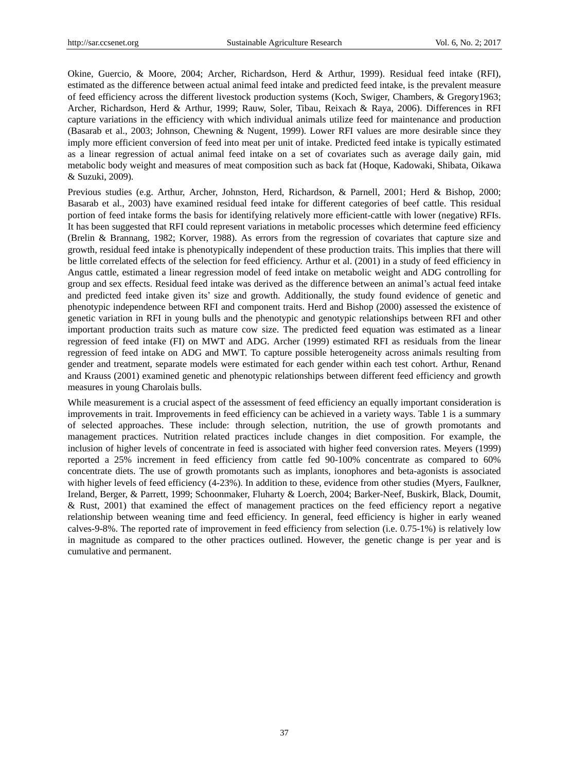Okine, Guercio, & Moore, 2004; Archer, Richardson, Herd & Arthur, 1999). Residual feed intake (RFI), estimated as the difference between actual animal feed intake and predicted feed intake, is the prevalent measure of feed efficiency across the different livestock production systems (Koch, Swiger, Chambers, & Gregory1963; Archer, Richardson, Herd & Arthur, 1999; Rauw, Soler, Tibau, Reixach & Raya, 2006). Differences in RFI capture variations in the efficiency with which individual animals utilize feed for maintenance and production (Basarab et al., 2003; Johnson, Chewning & Nugent, 1999). Lower RFI values are more desirable since they imply more efficient conversion of feed into meat per unit of intake. Predicted feed intake is typically estimated as a linear regression of actual animal feed intake on a set of covariates such as average daily gain, mid metabolic body weight and measures of meat composition such as back fat (Hoque, Kadowaki, Shibata, Oikawa & Suzuki, 2009).

Previous studies (e.g. Arthur, Archer, Johnston, Herd, Richardson, & Parnell, 2001; Herd & Bishop, 2000; Basarab et al., 2003) have examined residual feed intake for different categories of beef cattle. This residual portion of feed intake forms the basis for identifying relatively more efficient-cattle with lower (negative) RFIs. It has been suggested that RFI could represent variations in metabolic processes which determine feed efficiency (Brelin & Brannang, 1982; Korver, 1988). As errors from the regression of covariates that capture size and growth, residual feed intake is phenotypically independent of these production traits. This implies that there will be little correlated effects of the selection for feed efficiency. Arthur et al. (2001) in a study of feed efficiency in Angus cattle, estimated a linear regression model of feed intake on metabolic weight and ADG controlling for group and sex effects. Residual feed intake was derived as the difference between an animal's actual feed intake and predicted feed intake given its' size and growth. Additionally, the study found evidence of genetic and phenotypic independence between RFI and component traits. Herd and Bishop (2000) assessed the existence of genetic variation in RFI in young bulls and the phenotypic and genotypic relationships between RFI and other important production traits such as mature cow size. The predicted feed equation was estimated as a linear regression of feed intake (FI) on MWT and ADG. Archer (1999) estimated RFI as residuals from the linear regression of feed intake on ADG and MWT. To capture possible heterogeneity across animals resulting from gender and treatment, separate models were estimated for each gender within each test cohort. Arthur, Renand and Krauss (2001) examined genetic and phenotypic relationships between different feed efficiency and growth measures in young Charolais bulls.

While measurement is a crucial aspect of the assessment of feed efficiency an equally important consideration is improvements in trait. Improvements in feed efficiency can be achieved in a variety ways. Table 1 is a summary of selected approaches. These include: through selection, nutrition, the use of growth promotants and management practices. Nutrition related practices include changes in diet composition. For example, the inclusion of higher levels of concentrate in feed is associated with higher feed conversion rates. Meyers (1999) reported a 25% increment in feed efficiency from cattle fed 90-100% concentrate as compared to 60% concentrate diets. The use of growth promotants such as implants, ionophores and beta-agonists is associated with higher levels of feed efficiency (4-23%). In addition to these, evidence from other studies (Myers, Faulkner, Ireland, Berger, & Parrett, 1999; Schoonmaker, Fluharty & Loerch, 2004; Barker-Neef, Buskirk, Black, Doumit, & Rust, 2001) that examined the effect of management practices on the feed efficiency report a negative relationship between weaning time and feed efficiency. In general, feed efficiency is higher in early weaned calves-9-8%. The reported rate of improvement in feed efficiency from selection (i.e. 0.75-1%) is relatively low in magnitude as compared to the other practices outlined. However, the genetic change is per year and is cumulative and permanent.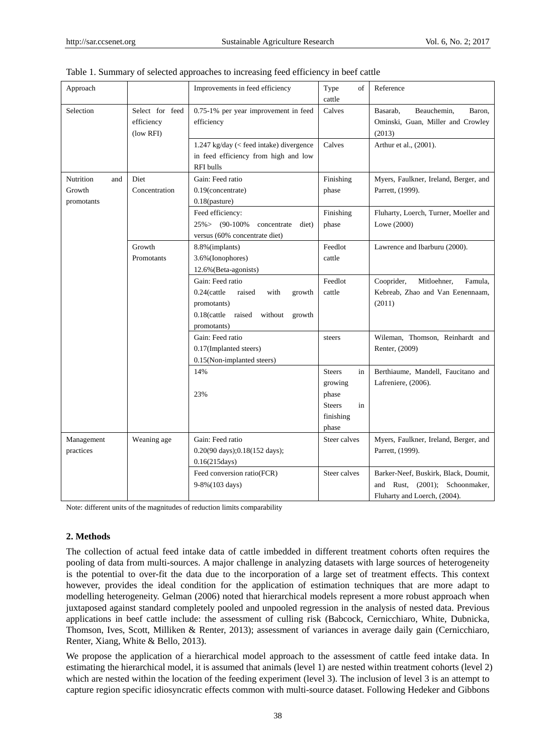Table 1. Summary of selected approaches to increasing feed efficiency in beef cattle

| Approach | | Improvements in feed efficiency | Type of cattle | Reference |
|---|---|---|---|---|
| Selection | Select for feed efficiency (low RFI) | 0.75-1% per year improvement in feed efficiency | Calves | Basarab, Beauchemin, Baron, Ominski, Guan, Miller and Crowley (2013) |
| | | 1.247 kg/day (< feed intake) divergence in feed efficiency from high and low RFI bulls | Calves | Arthur et al., (2001). |
| Nutrition and Growth promotants | Diet Concentration | Gain: Feed ratio<br>0.19(concentrate)<br>0.18(pasture) | Finishing phase | Myers, Faulkner, Ireland, Berger, and Parrett, (1999). |
| | | Feed efficiency:<br>25%> (90-100% concentrate diet) versus (60% concentrate diet) | Finishing phase | Fluharty, Loerch, Turner, Moeller and Lowe (2000) |
| | Growth Promotants | 8.8%(implants)<br>3.6%(Ionophores)<br>12.6%(Beta-agonists) | Feedlot cattle | Lawrence and Ibarburu (2000). |
| | | Gain: Feed ratio<br>0.24(cattle raised with growth promotants)<br>0.18(cattle raised without growth promotants) | Feedlot cattle | Cooprider, Mitloehner, Famula, Kebreab, Zhao and Van Eenennaam, (2011) |
| | | Gain: Feed ratio<br>0.17(Implanted steers)<br>0.15(Non-implanted steers) | steers | Wileman, Thomson, Reinhardt and Renter, (2009) |
| | | 14%<br><br>23% | Steers in growing phase<br>Steers in finishing phase | Berthiaume, Mandell, Faucitano and Lafreniere, (2006). |
| Management practices | Weaning age | Gain: Feed ratio<br>0.20(90 days);0.18(152 days);<br>0.16(215days) | Steer calves | Myers, Faulkner, Ireland, Berger, and Parrett, (1999). |
| | | Feed conversion ratio(FCR)<br>9-8%(103 days) | Steer calves | Barker-Neef, Buskirk, Black, Doumit, and Rust, (2001); Schoonmaker, Fluharty and Loerch, (2004). |

Note: different units of the magnitudes of reduction limits comparability

**2. Methods**

The collection of actual feed intake data of cattle imbedded in different treatment cohorts often requires the pooling of data from multi-sources. A major challenge in analyzing datasets with large sources of heterogeneity is the potential to over-fit the data due to the incorporation of a large set of treatment effects. This context however, provides the ideal condition for the application of estimation techniques that are more adapt to modelling heterogeneity. Gelman (2006) noted that hierarchical models represent a more robust approach when juxtaposed against standard completely pooled and unpooled regression in the analysis of nested data. Previous applications in beef cattle include: the assessment of culling risk (Babcock, Cernicchiaro, White, Dubnicka, Thomson, Ives, Scott, Milliken & Renter, 2013); assessment of variances in average daily gain (Cernicchiaro, Renter, Xiang, White & Bello, 2013).

We propose the application of a hierarchical model approach to the assessment of cattle feed intake data. In estimating the hierarchical model, it is assumed that animals (level 1) are nested within treatment cohorts (level 2) which are nested within the location of the feeding experiment (level 3). The inclusion of level 3 is an attempt to capture region specific idiosyncratic effects common with multi-source dataset. Following Hedeker and Gibbons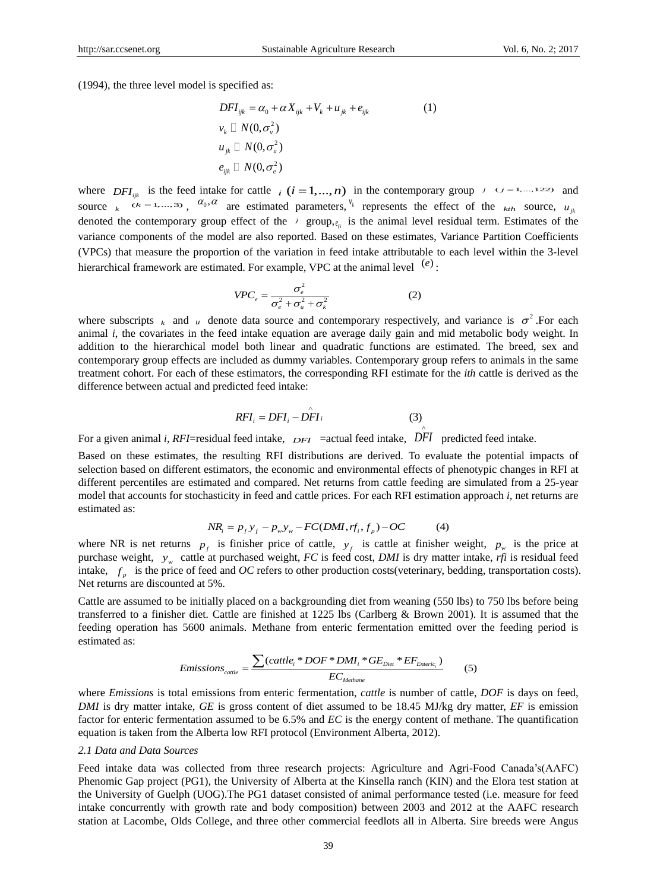(1994), the three level model is specified as:

$$
\begin{aligned}
DFI_{ijk} &= \alpha_0 + \alpha X_{ijk} + V_k + u_{jk} + e_{ijk} \qquad (1)\\
v_k &\sim N(0, \sigma_v^2)\\
u_{jk} &\sim N(0, \sigma_u^2)\\
e_{ijk} &\sim N(0, \sigma_e^2)
\end{aligned}
$$

where $DFI_{ijk}$ is the feed intake for cattle $i$ $(i = 1,...,n)$ in the contemporary group $j$ $(j = 1,...,122)$ and source $k$ $(k = 1,...,3)$, $\alpha_0, \alpha$ are estimated parameters, $v_k$ represents the effect of the $kth$ source, $u_{jk}$ denoted the contemporary group effect of the $j$ group, $e_{ijk}$ is the animal level residual term. Estimates of the variance components of the model are also reported. Based on these estimates, Variance Partition Coefficients (VPCs) that measure the proportion of the variation in feed intake attributable to each level within the 3-level hierarchical framework are estimated. For example, VPC at the animal level $(e)$:

$$VPC_e = \frac{\sigma_e^2}{\sigma_e^2 + \sigma_u^2 + \sigma_k^2} \qquad (2)$$

where subscripts $k$ and $u$ denote data source and contemporary respectively, and variance is $\sigma^2$.For each animal *i*, the covariates in the feed intake equation are average daily gain and mid metabolic body weight. In addition to the hierarchical model both linear and quadratic functions are estimated. The breed, sex and contemporary group effects are included as dummy variables. Contemporary group refers to animals in the same treatment cohort. For each of these estimators, the corresponding RFI estimate for the *ith* cattle is derived as the difference between actual and predicted feed intake:

$$RFI_i = DFI_i - \hat{DFI}_i \qquad (3)$$

For a given animal *i*, *RFI*=residual feed intake, $DFI$ =actual feed intake, $\hat{DFI}$ predicted feed intake.

Based on these estimates, the resulting RFI distributions are derived. To evaluate the potential impacts of selection based on different estimators, the economic and environmental effects of phenotypic changes in RFI at different percentiles are estimated and compared. Net returns from cattle feeding are simulated from a 25-year model that accounts for stochasticity in feed and cattle prices. For each RFI estimation approach *i*, net returns are estimated as:

$$NR_i = p_f y_f - p_w y_w - FC(DMI, rf_i, f_p) - OC \qquad (4)$$

where NR is net returns $p_f$ is finisher price of cattle, $y_f$ is cattle at finisher weight, $p_w$ is the price at purchase weight, $y_w$ cattle at purchased weight, *FC* is feed cost, *DMI* is dry matter intake, *rfi* is residual feed intake, $f_p$ is the price of feed and *OC* refers to other production costs(veterinary, bedding, transportation costs). Net returns are discounted at 5%.

Cattle are assumed to be initially placed on a backgrounding diet from weaning (550 lbs) to 750 lbs before being transferred to a finisher diet. Cattle are finished at 1225 lbs (Carlberg & Brown 2001). It is assumed that the feeding operation has 5600 animals. Methane from enteric fermentation emitted over the feeding period is estimated as:

$$Emissions_{cattle} = \frac{\sum (cattle_i * DOF * DMI_i * GE_{Diet} * EF_{Enteric_i})}{EC_{Methane}} \qquad (5)$$

where *Emissions* is total emissions from enteric fermentation, *cattle* is number of cattle, *DOF* is days on feed, *DMI* is dry matter intake, *GE* is gross content of diet assumed to be 18.45 MJ/kg dry matter, *EF* is emission factor for enteric fermentation assumed to be 6.5% and *EC* is the energy content of methane. The quantification equation is taken from the Alberta low RFI protocol (Environment Alberta, 2012).

### 2.1 Data and Data Sources

Feed intake data was collected from three research projects: Agriculture and Agri-Food Canada's(AAFC) Phenomic Gap project (PG1), the University of Alberta at the Kinsella ranch (KIN) and the Elora test station at the University of Guelph (UOG).The PG1 dataset consisted of animal performance tested (i.e. measure for feed intake concurrently with growth rate and body composition) between 2003 and 2012 at the AAFC research station at Lacombe, Olds College, and three other commercial feedlots all in Alberta. Sire breeds were Angus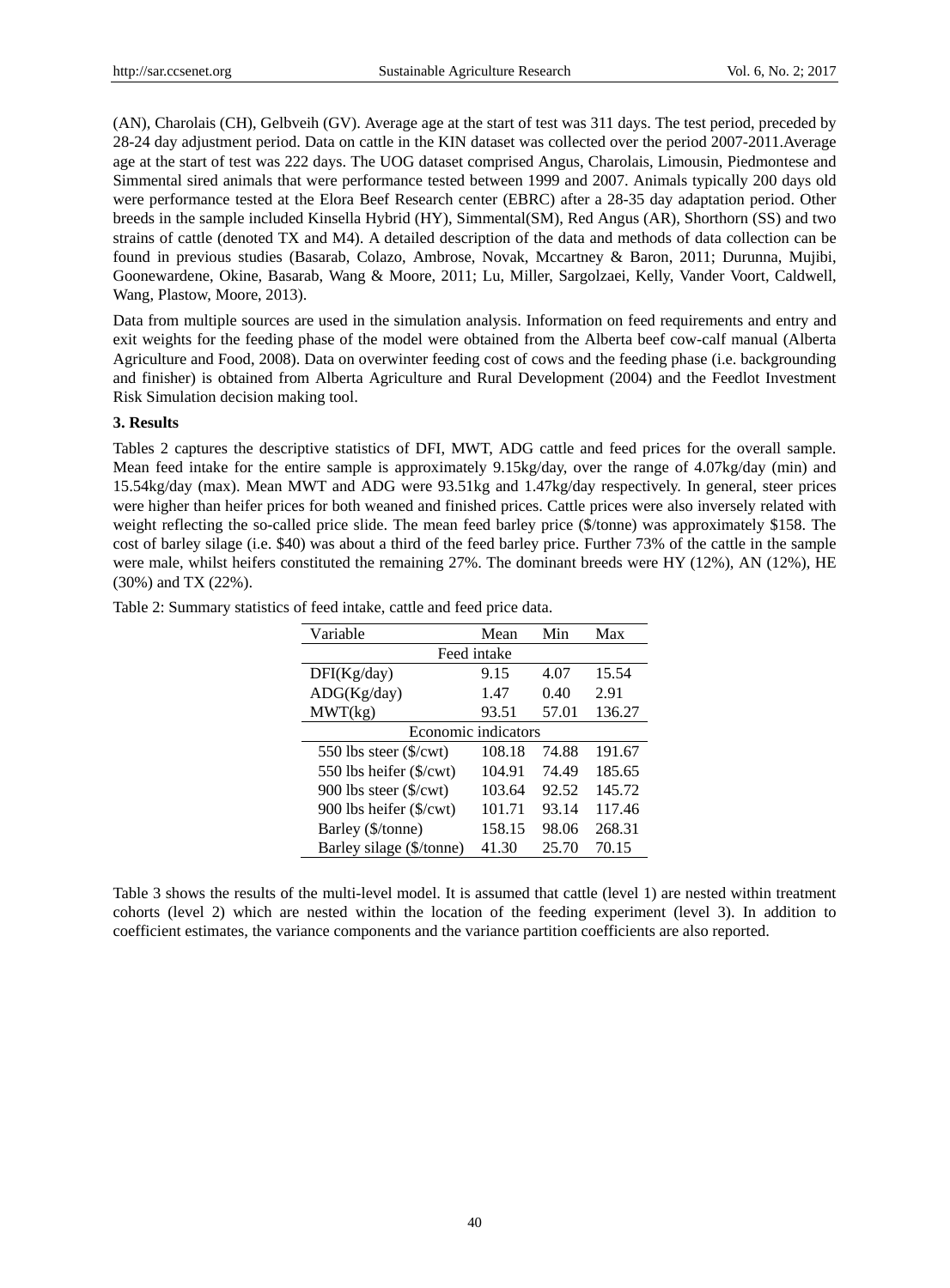(AN), Charolais (CH), Gelbveih (GV). Average age at the start of test was 311 days. The test period, preceded by 28-24 day adjustment period. Data on cattle in the KIN dataset was collected over the period 2007-2011.Average age at the start of test was 222 days. The UOG dataset comprised Angus, Charolais, Limousin, Piedmontese and Simmental sired animals that were performance tested between 1999 and 2007. Animals typically 200 days old were performance tested at the Elora Beef Research center (EBRC) after a 28-35 day adaptation period. Other breeds in the sample included Kinsella Hybrid (HY), Simmental(SM), Red Angus (AR), Shorthorn (SS) and two strains of cattle (denoted TX and M4). A detailed description of the data and methods of data collection can be found in previous studies (Basarab, Colazo, Ambrose, Novak, Mccartney & Baron, 2011; Durunna, Mujibi, Goonewardene, Okine, Basarab, Wang & Moore, 2011; Lu, Miller, Sargolzaei, Kelly, Vander Voort, Caldwell, Wang, Plastow, Moore, 2013).

Data from multiple sources are used in the simulation analysis. Information on feed requirements and entry and exit weights for the feeding phase of the model were obtained from the Alberta beef cow-calf manual (Alberta Agriculture and Food, 2008). Data on overwinter feeding cost of cows and the feeding phase (i.e. backgrounding and finisher) is obtained from Alberta Agriculture and Rural Development (2004) and the Feedlot Investment Risk Simulation decision making tool.

**3. Results**

Tables 2 captures the descriptive statistics of DFI, MWT, ADG cattle and feed prices for the overall sample. Mean feed intake for the entire sample is approximately 9.15kg/day, over the range of 4.07kg/day (min) and 15.54kg/day (max). Mean MWT and ADG were 93.51kg and 1.47kg/day respectively. In general, steer prices were higher than heifer prices for both weaned and finished prices. Cattle prices were also inversely related with weight reflecting the so-called price slide. The mean feed barley price ($/tonne) was approximately $158. The cost of barley silage (i.e. $40) was about a third of the feed barley price. Further 73% of the cattle in the sample were male, whilst heifers constituted the remaining 27%. The dominant breeds were HY (12%), AN (12%), HE (30%) and TX (22%).

Table 2: Summary statistics of feed intake, cattle and feed price data.

| Variable | Mean | Min | Max |
|---|---|---|---|
| Feed intake | | | |
| DFI(Kg/day) | 9.15 | 4.07 | 15.54 |
| ADG(Kg/day) | 1.47 | 0.40 | 2.91 |
| MWT(kg) | 93.51 | 57.01 | 136.27 |
| Economic indicators | | | |
| 550 lbs steer ($/cwt) | 108.18 | 74.88 | 191.67 |
| 550 lbs heifer ($/cwt) | 104.91 | 74.49 | 185.65 |
| 900 lbs steer ($/cwt) | 103.64 | 92.52 | 145.72 |
| 900 lbs heifer ($/cwt) | 101.71 | 93.14 | 117.46 |
| Barley ($/tonne) | 158.15 | 98.06 | 268.31 |
| Barley silage ($/tonne) | 41.30 | 25.70 | 70.15 |

Table 3 shows the results of the multi-level model. It is assumed that cattle (level 1) are nested within treatment cohorts (level 2) which are nested within the location of the feeding experiment (level 3). In addition to coefficient estimates, the variance components and the variance partition coefficients are also reported.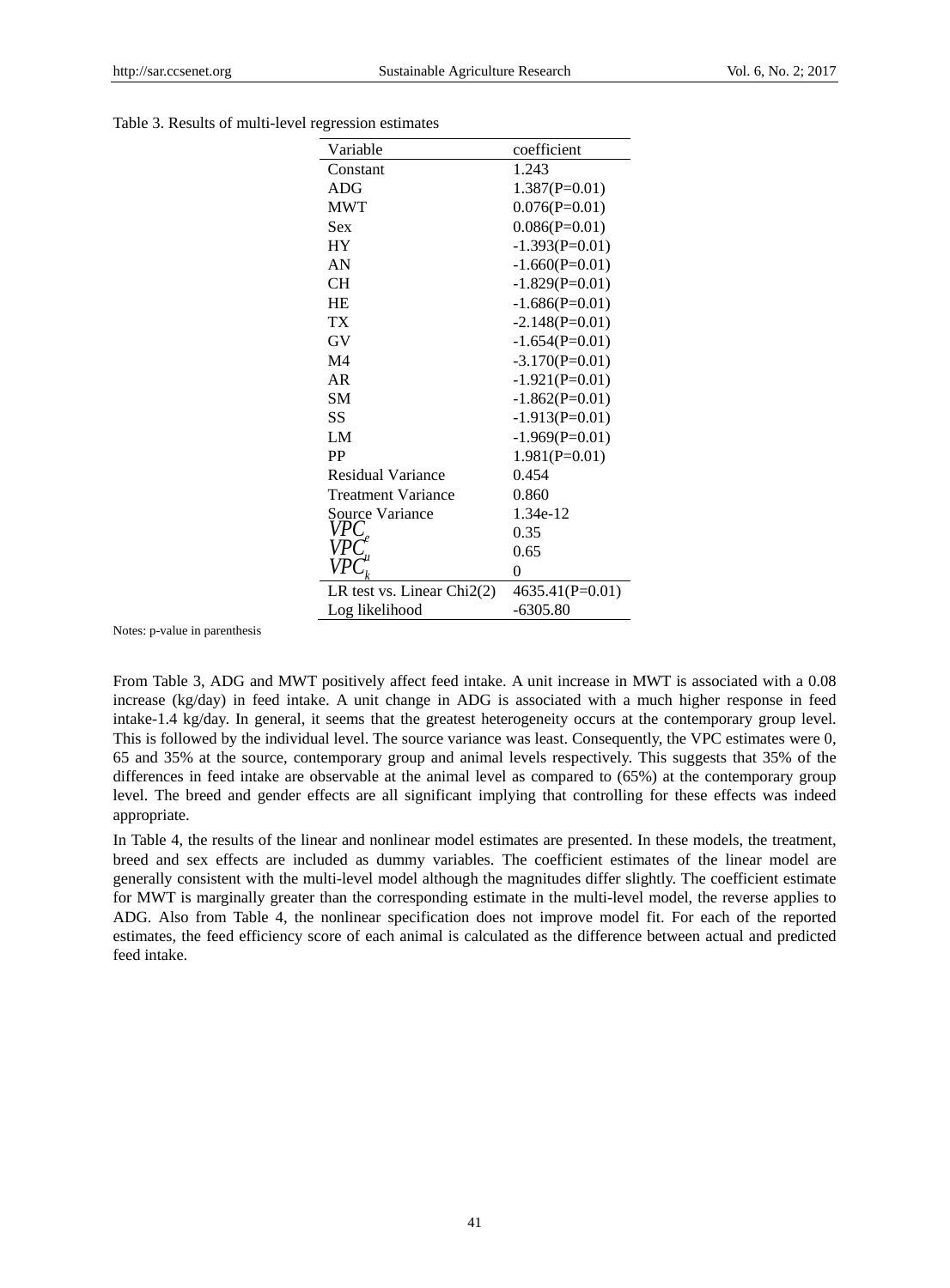Table 3. Results of multi-level regression estimates

| Variable | coefficient |
|---|---|
| Constant | 1.243 |
| ADG | 1.387(P=0.01) |
| MWT | 0.076(P=0.01) |
| Sex | 0.086(P=0.01) |
| HY | -1.393(P=0.01) |
| AN | -1.660(P=0.01) |
| CH | -1.829(P=0.01) |
| HE | -1.686(P=0.01) |
| TX | -2.148(P=0.01) |
| GV | -1.654(P=0.01) |
| M4 | -3.170(P=0.01) |
| AR | -1.921(P=0.01) |
| SM | -1.862(P=0.01) |
| SS | -1.913(P=0.01) |
| LM | -1.969(P=0.01) |
| PP | 1.981(P=0.01) |
| Residual Variance | 0.454 |
| Treatment Variance | 0.860 |
| Source Variance | 1.34e-12 |
| $VPC_e$ | 0.35 |
| $VPC_u$ | 0.65 |
| $VPC_k$ | 0 |
| LR test vs. Linear Chi2(2) | 4635.41(P=0.01) |
| Log likelihood | -6305.80 |

Notes: p-value in parenthesis

From Table 3, ADG and MWT positively affect feed intake. A unit increase in MWT is associated with a 0.08 increase (kg/day) in feed intake. A unit change in ADG is associated with a much higher response in feed intake-1.4 kg/day. In general, it seems that the greatest heterogeneity occurs at the contemporary group level. This is followed by the individual level. The source variance was least. Consequently, the VPC estimates were 0, 65 and 35% at the source, contemporary group and animal levels respectively. This suggests that 35% of the differences in feed intake are observable at the animal level as compared to (65%) at the contemporary group level. The breed and gender effects are all significant implying that controlling for these effects was indeed appropriate.

In Table 4, the results of the linear and nonlinear model estimates are presented. In these models, the treatment, breed and sex effects are included as dummy variables. The coefficient estimates of the linear model are generally consistent with the multi-level model although the magnitudes differ slightly. The coefficient estimate for MWT is marginally greater than the corresponding estimate in the multi-level model, the reverse applies to ADG. Also from Table 4, the nonlinear specification does not improve model fit. For each of the reported estimates, the feed efficiency score of each animal is calculated as the difference between actual and predicted feed intake.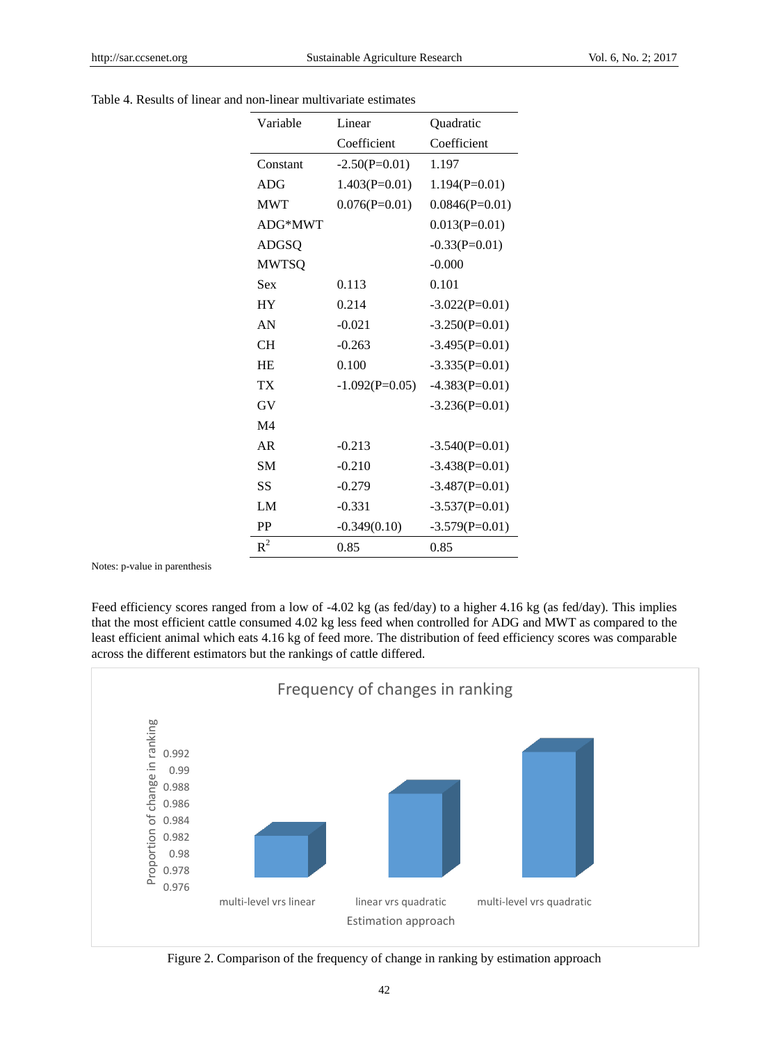Table 4. Results of linear and non-linear multivariate estimates

| Variable | Linear Coefficient | Quadratic Coefficient |
|---|---|---|
| Constant | -2.50(P=0.01) | 1.197 |
| ADG | 1.403(P=0.01) | 1.194(P=0.01) |
| MWT | 0.076(P=0.01) | 0.0846(P=0.01) |
| ADG*MWT | | 0.013(P=0.01) |
| ADGSQ | | -0.33(P=0.01) |
| MWTSQ | | -0.000 |
| Sex | 0.113 | 0.101 |
| HY | 0.214 | -3.022(P=0.01) |
| AN | -0.021 | -3.250(P=0.01) |
| CH | -0.263 | -3.495(P=0.01) |
| HE | 0.100 | -3.335(P=0.01) |
| TX | -1.092(P=0.05) | -4.383(P=0.01) |
| GV | | -3.236(P=0.01) |
| M4 | | |
| AR | -0.213 | -3.540(P=0.01) |
| SM | -0.210 | -3.438(P=0.01) |
| SS | -0.279 | -3.487(P=0.01) |
| LM | -0.331 | -3.537(P=0.01) |
| PP | -0.349(0.10) | -3.579(P=0.01) |
| $R^2$ | 0.85 | 0.85 |

Notes: p-value in parenthesis

Feed efficiency scores ranged from a low of -4.02 kg (as fed/day) to a higher 4.16 kg (as fed/day). This implies that the most efficient cattle consumed 4.02 kg less feed when controlled for ADG and MWT as compared to the least efficient animal which eats 4.16 kg of feed more. The distribution of feed efficiency scores was comparable across the different estimators but the rankings of cattle differed.

Figure 2. Comparison of the frequency of change in ranking by estimation approach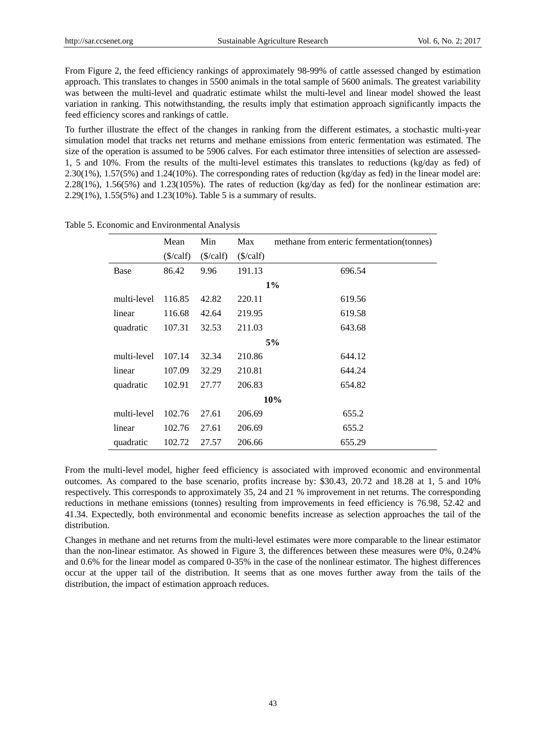From Figure 2, the feed efficiency rankings of approximately 98-99% of cattle assessed changed by estimation approach. This translates to changes in 5500 animals in the total sample of 5600 animals. The greatest variability was between the multi-level and quadratic estimate whilst the multi-level and linear model showed the least variation in ranking. This notwithstanding, the results imply that estimation approach significantly impacts the feed efficiency scores and rankings of cattle.

To further illustrate the effect of the changes in ranking from the different estimates, a stochastic multi-year simulation model that tracks net returns and methane emissions from enteric fermentation was estimated. The size of the operation is assumed to be 5906 calves. For each estimator three intensities of selection are assessed- 1, 5 and 10%. From the results of the multi-level estimates this translates to reductions (kg/day as fed) of 2.30(1%), 1.57(5%) and 1.24(10%). The corresponding rates of reduction (kg/day as fed) in the linear model are: 2.28(1%), 1.56(5%) and 1.23(105%). The rates of reduction (kg/day as fed) for the nonlinear estimation are: 2.29(1%), 1.55(5%) and 1.23(10%). Table 5 is a summary of results.

Table 5. Economic and Environmental Analysis

| | Mean ($/calf) | Min ($/calf) | Max ($/calf) | methane from enteric fermentation(tonnes) |
|---|---|---|---|---|
| Base | 86.42 | 9.96 | 191.13 | 696.54 |
| **1%** | | | | |
| multi-level | 116.85 | 42.82 | 220.11 | 619.56 |
| linear | 116.68 | 42.64 | 219.95 | 619.58 |
| quadratic | 107.31 | 32.53 | 211.03 | 643.68 |
| **5%** | | | | |
| multi-level | 107.14 | 32.34 | 210.86 | 644.12 |
| linear | 107.09 | 32.29 | 210.81 | 644.24 |
| quadratic | 102.91 | 27.77 | 206.83 | 654.82 |
| **10%** | | | | |
| multi-level | 102.76 | 27.61 | 206.69 | 655.2 |
| linear | 102.76 | 27.61 | 206.69 | 655.2 |
| quadratic | 102.72 | 27.57 | 206.66 | 655.29 |

From the multi-level model, higher feed efficiency is associated with improved economic and environmental outcomes. As compared to the base scenario, profits increase by: $30.43, 20.72 and 18.28 at 1, 5 and 10% respectively. This corresponds to approximately 35, 24 and 21 % improvement in net returns. The corresponding reductions in methane emissions (tonnes) resulting from improvements in feed efficiency is 76.98, 52.42 and 41.34. Expectedly, both environmental and economic benefits increase as selection approaches the tail of the distribution.

Changes in methane and net returns from the multi-level estimates were more comparable to the linear estimator than the non-linear estimator. As showed in Figure 3, the differences between these measures were 0%, 0.24% and 0.6% for the linear model as compared 0-35% in the case of the nonlinear estimator. The highest differences occur at the upper tail of the distribution. It seems that as one moves further away from the tails of the distribution, the impact of estimation approach reduces.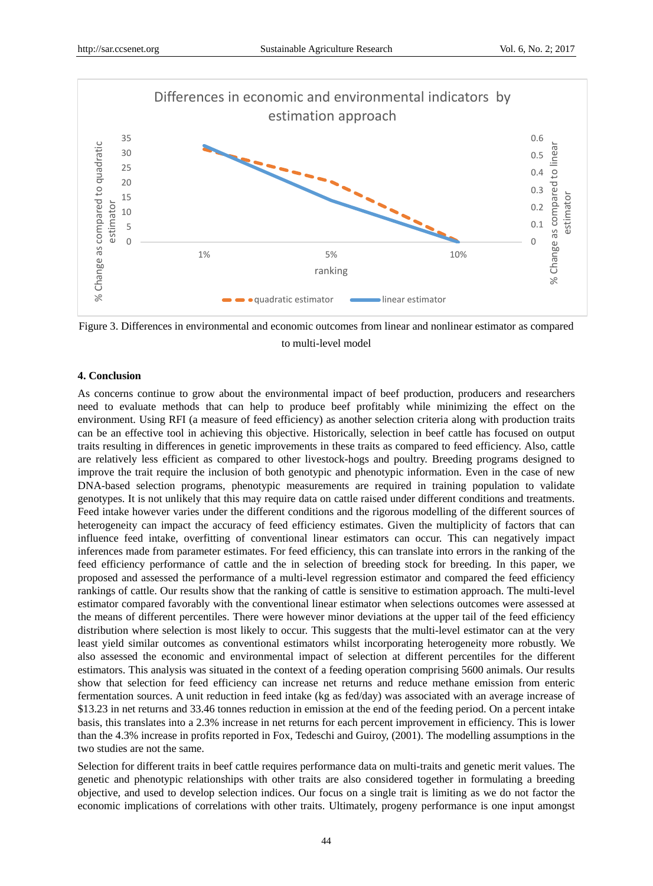Differences in economic and environmental indicators by estimation approach

% Change as compared to quadratic estimator

35
30
25
20
15
10
5
0

% Change as compared to linear estimator

0.6
0.5
0.4
0.3
0.2
0.1
0

1%
5%
10%

ranking

quadratic estimator
linear estimator

Figure 3. Differences in environmental and economic outcomes from linear and nonlinear estimator as compared to multi-level model

**4. Conclusion**

As concerns continue to grow about the environmental impact of beef production, producers and researchers need to evaluate methods that can help to produce beef profitably while minimizing the effect on the environment. Using RFI (a measure of feed efficiency) as another selection criteria along with production traits can be an effective tool in achieving this objective. Historically, selection in beef cattle has focused on output traits resulting in differences in genetic improvements in these traits as compared to feed efficiency. Also, cattle are relatively less efficient as compared to other livestock-hogs and poultry. Breeding programs designed to improve the trait require the inclusion of both genotypic and phenotypic information. Even in the case of new DNA-based selection programs, phenotypic measurements are required in training population to validate genotypes. It is not unlikely that this may require data on cattle raised under different conditions and treatments. Feed intake however varies under the different conditions and the rigorous modelling of the different sources of heterogeneity can impact the accuracy of feed efficiency estimates. Given the multiplicity of factors that can influence feed intake, overfitting of conventional linear estimators can occur. This can negatively impact inferences made from parameter estimates. For feed efficiency, this can translate into errors in the ranking of the feed efficiency performance of cattle and the in selection of breeding stock for breeding. In this paper, we proposed and assessed the performance of a multi-level regression estimator and compared the feed efficiency rankings of cattle. Our results show that the ranking of cattle is sensitive to estimation approach. The multi-level estimator compared favorably with the conventional linear estimator when selections outcomes were assessed at the means of different percentiles. There were however minor deviations at the upper tail of the feed efficiency distribution where selection is most likely to occur. This suggests that the multi-level estimator can at the very least yield similar outcomes as conventional estimators whilst incorporating heterogeneity more robustly. We also assessed the economic and environmental impact of selection at different percentiles for the different estimators. This analysis was situated in the context of a feeding operation comprising 5600 animals. Our results show that selection for feed efficiency can increase net returns and reduce methane emission from enteric fermentation sources. A unit reduction in feed intake (kg as fed/day) was associated with an average increase of \$13.23 in net returns and 33.46 tonnes reduction in emission at the end of the feeding period. On a percent intake basis, this translates into a 2.3% increase in net returns for each percent improvement in efficiency. This is lower than the 4.3% increase in profits reported in Fox, Tedeschi and Guiroy, (2001). The modelling assumptions in the two studies are not the same.

Selection for different traits in beef cattle requires performance data on multi-traits and genetic merit values. The genetic and phenotypic relationships with other traits are also considered together in formulating a breeding objective, and used to develop selection indices. Our focus on a single trait is limiting as we do not factor the economic implications of correlations with other traits. Ultimately, progeny performance is one input amongst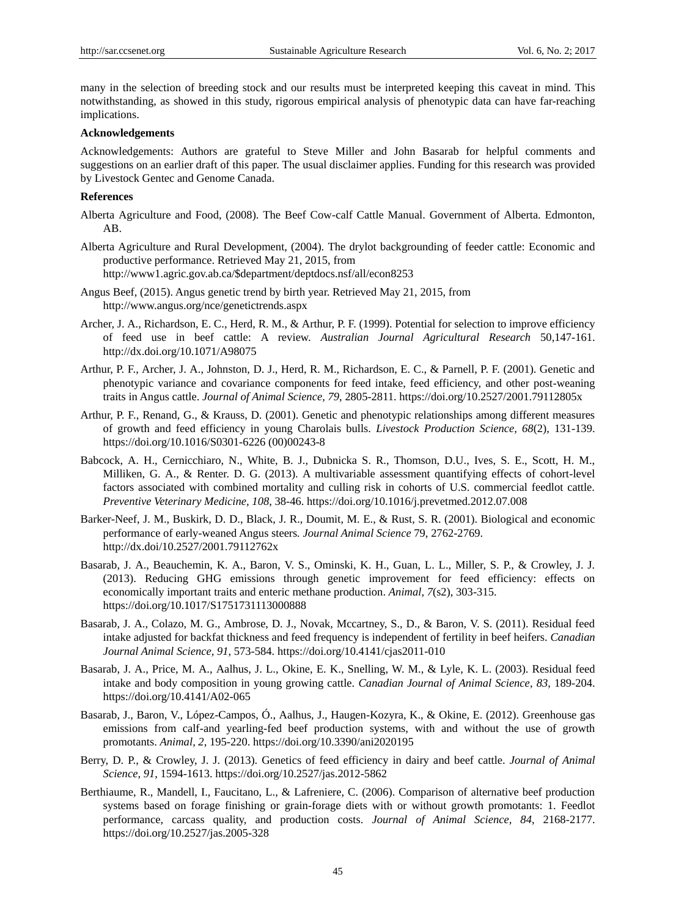many in the selection of breeding stock and our results must be interpreted keeping this caveat in mind. This notwithstanding, as showed in this study, rigorous empirical analysis of phenotypic data can have far-reaching implications.

**Acknowledgements**

Acknowledgements: Authors are grateful to Steve Miller and John Basarab for helpful comments and suggestions on an earlier draft of this paper. The usual disclaimer applies. Funding for this research was provided by Livestock Gentec and Genome Canada.

**References**

Alberta Agriculture and Food, (2008). The Beef Cow-calf Cattle Manual. Government of Alberta. Edmonton, AB.

Alberta Agriculture and Rural Development, (2004). The drylot backgrounding of feeder cattle: Economic and productive performance. Retrieved May 21, 2015, from http://www1.agric.gov.ab.ca/$department/deptdocs.nsf/all/econ8253

Angus Beef, (2015). Angus genetic trend by birth year. Retrieved May 21, 2015, from http://www.angus.org/nce/genetictrends.aspx

Archer, J. A., Richardson, E. C., Herd, R. M., & Arthur, P. F. (1999). Potential for selection to improve efficiency of feed use in beef cattle: A review. *Australian Journal Agricultural Research* 50,147-161. http://dx.doi.org/10.1071/A98075

Arthur, P. F., Archer, J. A., Johnston, D. J., Herd, R. M., Richardson, E. C., & Parnell, P. F. (2001). Genetic and phenotypic variance and covariance components for feed intake, feed efficiency, and other post-weaning traits in Angus cattle. *Journal of Animal Science, 79*, 2805-2811. https://doi.org/10.2527/2001.79112805x

Arthur, P. F., Renand, G., & Krauss, D. (2001). Genetic and phenotypic relationships among different measures of growth and feed efficiency in young Charolais bulls. *Livestock Production Science, 68*(2), 131-139. https://doi.org/10.1016/S0301-6226 (00)00243-8

Babcock, A. H., Cernicchiaro, N., White, B. J., Dubnicka S. R., Thomson, D.U., Ives, S. E., Scott, H. M., Milliken, G. A., & Renter. D. G. (2013). A multivariable assessment quantifying effects of cohort-level factors associated with combined mortality and culling risk in cohorts of U.S. commercial feedlot cattle. *Preventive Veterinary Medicine, 108*, 38-46. https://doi.org/10.1016/j.prevetmed.2012.07.008

Barker-Neef, J. M., Buskirk, D. D., Black, J. R., Doumit, M. E., & Rust, S. R. (2001). Biological and economic performance of early-weaned Angus steers*. Journal Animal Science* 79, 2762-2769. http://dx.doi/10.2527/2001.79112762x

Basarab, J. A., Beauchemin, K. A., Baron, V. S., Ominski, K. H., Guan, L. L., Miller, S. P., & Crowley, J. J. (2013). Reducing GHG emissions through genetic improvement for feed efficiency: effects on economically important traits and enteric methane production. *Animal, 7*(s2), 303-315. https://doi.org/10.1017/S1751731113000888

Basarab, J. A., Colazo, M. G., Ambrose, D. J., Novak, Mccartney, S., D., & Baron, V. S. (2011). Residual feed intake adjusted for backfat thickness and feed frequency is independent of fertility in beef heifers. *Canadian Journal Animal Science, 91*, 573-584. https://doi.org/10.4141/cjas2011-010

Basarab, J. A., Price, M. A., Aalhus, J. L., Okine, E. K., Snelling, W. M., & Lyle, K. L. (2003). Residual feed intake and body composition in young growing cattle. *Canadian Journal of Animal Science, 83*, 189-204. https://doi.org/10.4141/A02-065

Basarab, J., Baron, V., López-Campos, Ó., Aalhus, J., Haugen-Kozyra, K., & Okine, E. (2012). Greenhouse gas emissions from calf-and yearling-fed beef production systems, with and without the use of growth promotants. *Animal, 2*, 195-220. https://doi.org/10.3390/ani2020195

Berry, D. P., & Crowley, J. J. (2013). Genetics of feed efficiency in dairy and beef cattle. *Journal of Animal Science, 91*, 1594-1613. https://doi.org/10.2527/jas.2012-5862

Berthiaume, R., Mandell, I., Faucitano, L., & Lafreniere, C. (2006). Comparison of alternative beef production systems based on forage finishing or grain-forage diets with or without growth promotants: 1. Feedlot performance, carcass quality, and production costs. *Journal of Animal Science, 84*, 2168-2177. https://doi.org/10.2527/jas.2005-328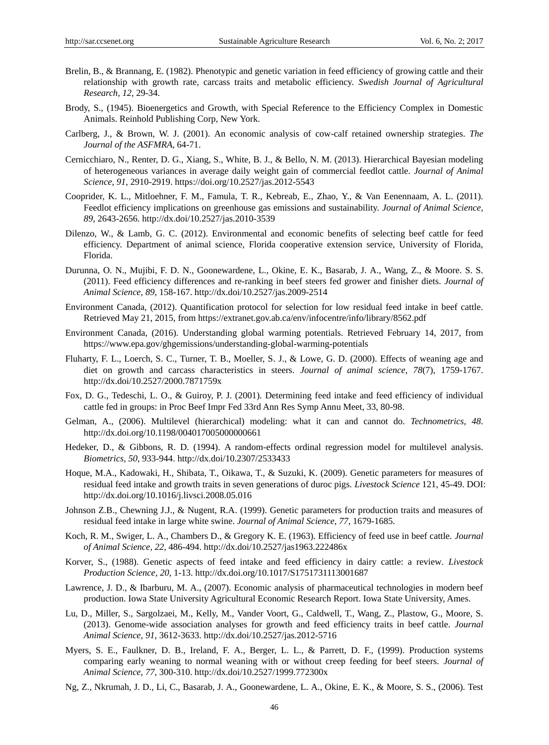Brelin, B., & Brannang, E. (1982). Phenotypic and genetic variation in feed efficiency of growing cattle and their relationship with growth rate, carcass traits and metabolic efficiency. *Swedish Journal of Agricultural Research, 12*, 29-34.

Brody, S., (1945). Bioenergetics and Growth, with Special Reference to the Efficiency Complex in Domestic Animals. Reinhold Publishing Corp, New York.

Carlberg, J., & Brown, W. J. (2001). An economic analysis of cow-calf retained ownership strategies. *The Journal of the ASFMRA*, 64-71.

Cernicchiaro, N., Renter, D. G., Xiang, S., White, B. J., & Bello, N. M. (2013). Hierarchical Bayesian modeling of heterogeneous variances in average daily weight gain of commercial feedlot cattle. *Journal of Animal Science, 91*, 2910-2919. https://doi.org/10.2527/jas.2012-5543

Cooprider, K. L., Mitloehner, F. M., Famula, T. R., Kebreab, E., Zhao, Y., & Van Eenennaam, A. L. (2011). Feedlot efficiency implications on greenhouse gas emissions and sustainability. *Journal of Animal Science, 89*, 2643-2656. http://dx.doi/10.2527/jas.2010-3539

Dilenzo, W., & Lamb, G. C. (2012). Environmental and economic benefits of selecting beef cattle for feed efficiency. Department of animal science, Florida cooperative extension service, University of Florida, Florida.

Durunna, O. N., Mujibi, F. D. N., Goonewardene, L., Okine, E. K., Basarab, J. A., Wang, Z., & Moore. S. S. (2011). Feed efficiency differences and re-ranking in beef steers fed grower and finisher diets. *Journal of Animal Science, 89*, 158-167. http://dx.doi/10.2527/jas.2009-2514

Environment Canada, (2012). Quantification protocol for selection for low residual feed intake in beef cattle. Retrieved May 21, 2015, from https://extranet.gov.ab.ca/env/infocentre/info/library/8562.pdf

Environment Canada, (2016). Understanding global warming potentials. Retrieved February 14, 2017, from https://www.epa.gov/ghgemissions/understanding-global-warming-potentials

Fluharty, F. L., Loerch, S. C., Turner, T. B., Moeller, S. J., & Lowe, G. D. (2000). Effects of weaning age and diet on growth and carcass characteristics in steers. *Journal of animal science, 78*(7), 1759-1767. http://dx.doi/10.2527/2000.7871759x

Fox, D. G., Tedeschi, L. O., & Guiroy, P. J. (2001). Determining feed intake and feed efficiency of individual cattle fed in groups: in Proc Beef Impr Fed 33rd Ann Res Symp Annu Meet, 33, 80-98.

Gelman, A., (2006). Multilevel (hierarchical) modeling: what it can and cannot do. *Technometrics, 48*. http://dx.doi.org/10.1198/004017005000000661

Hedeker, D., & Gibbons, R. D. (1994). A random-effects ordinal regression model for multilevel analysis. *Biometrics, 50*, 933-944. http://dx.doi/10.2307/2533433

Hoque, M.A., Kadowaki, H., Shibata, T., Oikawa, T., & Suzuki, K. (2009). Genetic parameters for measures of residual feed intake and growth traits in seven generations of duroc pigs. *Livestock Science* 121, 45-49. DOI: http://dx.doi.org/10.1016/j.livsci.2008.05.016

Johnson Z.B., Chewning J.J., & Nugent, R.A. (1999). Genetic parameters for production traits and measures of residual feed intake in large white swine. *Journal of Animal Science, 77*, 1679-1685.

Koch, R. M., Swiger, L. A., Chambers D., & Gregory K. E. (1963). Efficiency of feed use in beef cattle. *Journal of Animal Science, 22*, 486-494. http://dx.doi/10.2527/jas1963.222486x

Korver, S., (1988). Genetic aspects of feed intake and feed efficiency in dairy cattle: a review. *Livestock Production Science, 20*, 1-13. http://dx.doi.org/10.1017/S1751731113001687

Lawrence, J. D., & Ibarburu, M. A., (2007). Economic analysis of pharmaceutical technologies in modern beef production. Iowa State University Agricultural Economic Research Report. Iowa State University, Ames.

Lu, D., Miller, S., Sargolzaei, M., Kelly, M., Vander Voort, G., Caldwell, T., Wang, Z., Plastow, G., Moore, S. (2013). Genome-wide association analyses for growth and feed efficiency traits in beef cattle. *Journal Animal Science, 91*, 3612-3633. http://dx.doi/10.2527/jas.2012-5716

Myers, S. E., Faulkner, D. B., Ireland, F. A., Berger, L. L., & Parrett, D. F., (1999). Production systems comparing early weaning to normal weaning with or without creep feeding for beef steers. *Journal of Animal Science, 77*, 300-310. http://dx.doi/10.2527/1999.772300x

Ng, Z., Nkrumah, J. D., Li, C., Basarab, J. A., Goonewardene, L. A., Okine, E. K., & Moore, S. S., (2006). Test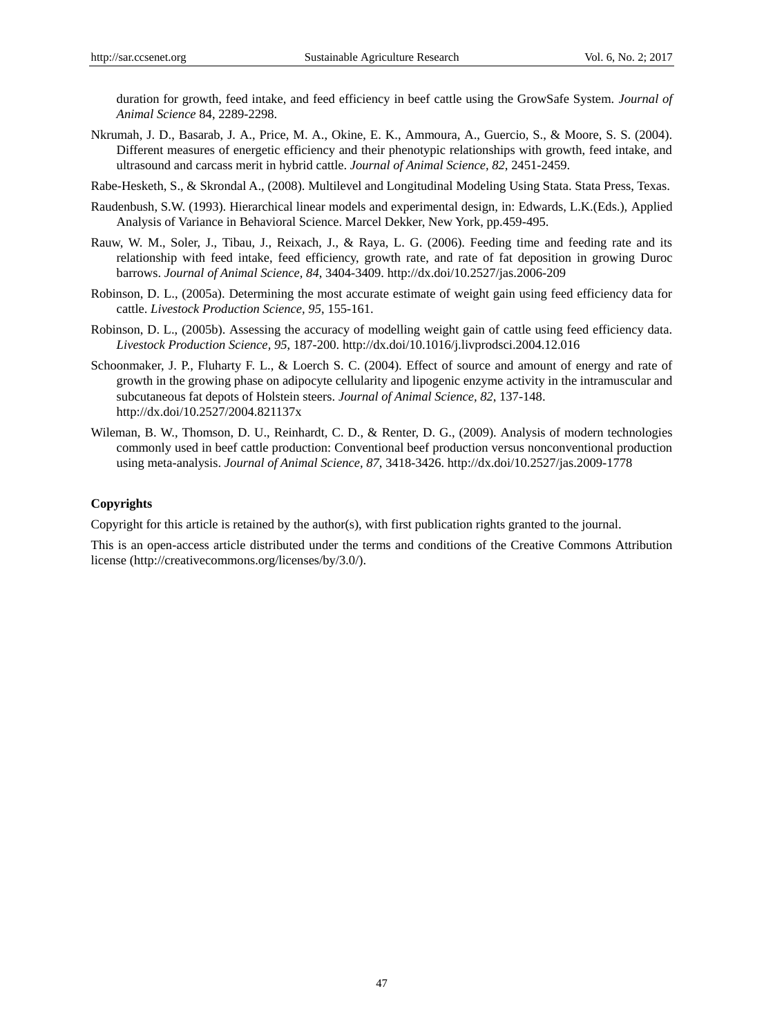duration for growth, feed intake, and feed efficiency in beef cattle using the GrowSafe System. *Journal of Animal Science* 84, 2289-2298.

Nkrumah, J. D., Basarab, J. A., Price, M. A., Okine, E. K., Ammoura, A., Guercio, S., & Moore, S. S. (2004). Different measures of energetic efficiency and their phenotypic relationships with growth, feed intake, and ultrasound and carcass merit in hybrid cattle. *Journal of Animal Science, 82*, 2451-2459.

Rabe-Hesketh, S., & Skrondal A., (2008). Multilevel and Longitudinal Modeling Using Stata. Stata Press, Texas.

Raudenbush, S.W. (1993). Hierarchical linear models and experimental design, in: Edwards, L.K.(Eds.), Applied Analysis of Variance in Behavioral Science. Marcel Dekker, New York, pp.459-495.

Rauw, W. M., Soler, J., Tibau, J., Reixach, J., & Raya, L. G. (2006). Feeding time and feeding rate and its relationship with feed intake, feed efficiency, growth rate, and rate of fat deposition in growing Duroc barrows. *Journal of Animal Science, 84*, 3404-3409. http://dx.doi/10.2527/jas.2006-209

Robinson, D. L., (2005a). Determining the most accurate estimate of weight gain using feed efficiency data for cattle. *Livestock Production Science, 95*, 155-161.

Robinson, D. L., (2005b). Assessing the accuracy of modelling weight gain of cattle using feed efficiency data. *Livestock Production Science, 95*, 187-200. http://dx.doi/10.1016/j.livprodsci.2004.12.016

Schoonmaker, J. P., Fluharty F. L., & Loerch S. C. (2004). Effect of source and amount of energy and rate of growth in the growing phase on adipocyte cellularity and lipogenic enzyme activity in the intramuscular and subcutaneous fat depots of Holstein steers. *Journal of Animal Science, 82*, 137-148. http://dx.doi/10.2527/2004.821137x

Wileman, B. W., Thomson, D. U., Reinhardt, C. D., & Renter, D. G., (2009). Analysis of modern technologies commonly used in beef cattle production: Conventional beef production versus nonconventional production using meta-analysis. *Journal of Animal Science, 87*, 3418-3426. http://dx.doi/10.2527/jas.2009-1778

**Copyrights**

Copyright for this article is retained by the author(s), with first publication rights granted to the journal.

This is an open-access article distributed under the terms and conditions of the Creative Commons Attribution license (http://creativecommons.org/licenses/by/3.0/).